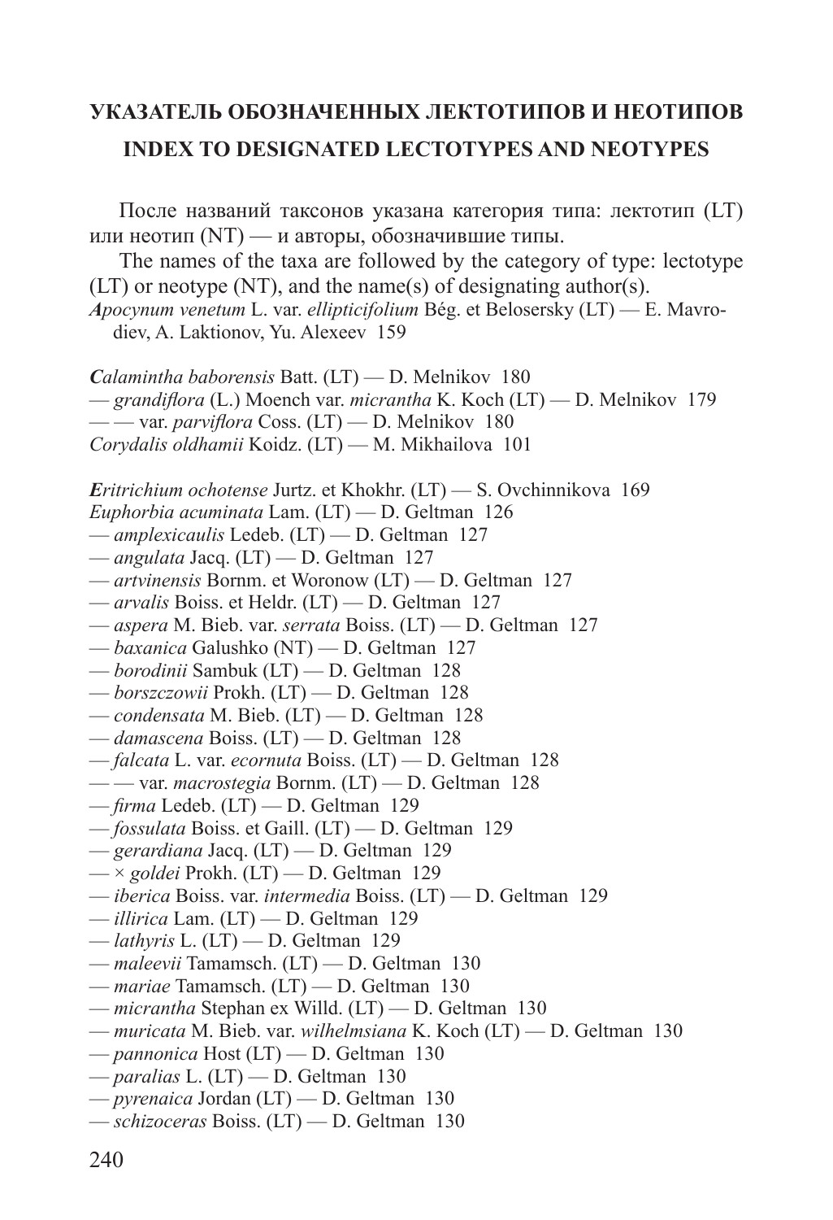# УКАЗАТЕЛЬ ОБОЗНАЧЕННЫХ ЛЕКТОТИПОВ И НЕОТИПОВ

# INDEX TO DESIGNATED LECTOTYPES AND NEOTYPES

После названий таксонов указана категория типа: лектотип (LT) или неотип (NT) — и авторы, обозначившие типы.

The names of the taxa are followed by the category of type: lectotype (LT) or neotype (NT), and the name(s) of designating author(s).

***A****pocynum venetum* L. var. *ellipticifolium* Bég. et Belosersky (LT) — E. Mavrodiev, A. Laktionov, Yu. Alexeev 159

***C****alamintha baborensis* Batt. (LT) — D. Melnikov 180
— *grandiflora* (L.) Moench var. *micrantha* K. Koch (LT) — D. Melnikov 179
— — var. *parviflora* Coss. (LT) — D. Melnikov 180
*Corydalis oldhamii* Koidz. (LT) — M. Mikhailova 101

***E****ritrichium ochotense* Jurtz. et Khokhr. (LT) — S. Ovchinnikova 169
*Euphorbia acuminata* Lam. (LT) — D. Geltman 126
— *amplexicaulis* Ledeb. (LT) — D. Geltman 127
— *angulata* Jacq. (LT) — D. Geltman 127
— *artvinensis* Bornm. et Woronow (LT) — D. Geltman 127
— *arvalis* Boiss. et Heldr. (LT) — D. Geltman 127
— *aspera* M. Bieb. var. *serrata* Boiss. (LT) — D. Geltman 127
— *baxanica* Galushko (NT) — D. Geltman 127
— *borodinii* Sambuk (LT) — D. Geltman 128
— *borszczowii* Prokh. (LT) — D. Geltman 128
— *condensata* M. Bieb. (LT) — D. Geltman 128
— *damascena* Boiss. (LT) — D. Geltman 128
— *falcata* L. var. *ecornuta* Boiss. (LT) — D. Geltman 128
— — var. *macrostegia* Bornm. (LT) — D. Geltman 128
— *firma* Ledeb. (LT) — D. Geltman 129
— *fossulata* Boiss. et Gaill. (LT) — D. Geltman 129
— *gerardiana* Jacq. (LT) — D. Geltman 129
— × *goldei* Prokh. (LT) — D. Geltman 129
— *iberica* Boiss. var. *intermedia* Boiss. (LT) — D. Geltman 129
— *illirica* Lam. (LT) — D. Geltman 129
— *lathyris* L. (LT) — D. Geltman 129
— *maleevii* Tamamsch. (LT) — D. Geltman 130
— *mariae* Tamamsch. (LT) — D. Geltman 130
— *micrantha* Stephan ex Willd. (LT) — D. Geltman 130
— *muricata* M. Bieb. var. *wilhelmsiana* K. Koch (LT) — D. Geltman 130
— *pannonica* Host (LT) — D. Geltman 130
— *paralias* L. (LT) — D. Geltman 130
— *pyrenaica* Jordan (LT) — D. Geltman 130
— *schizoceras* Boiss. (LT) — D. Geltman 130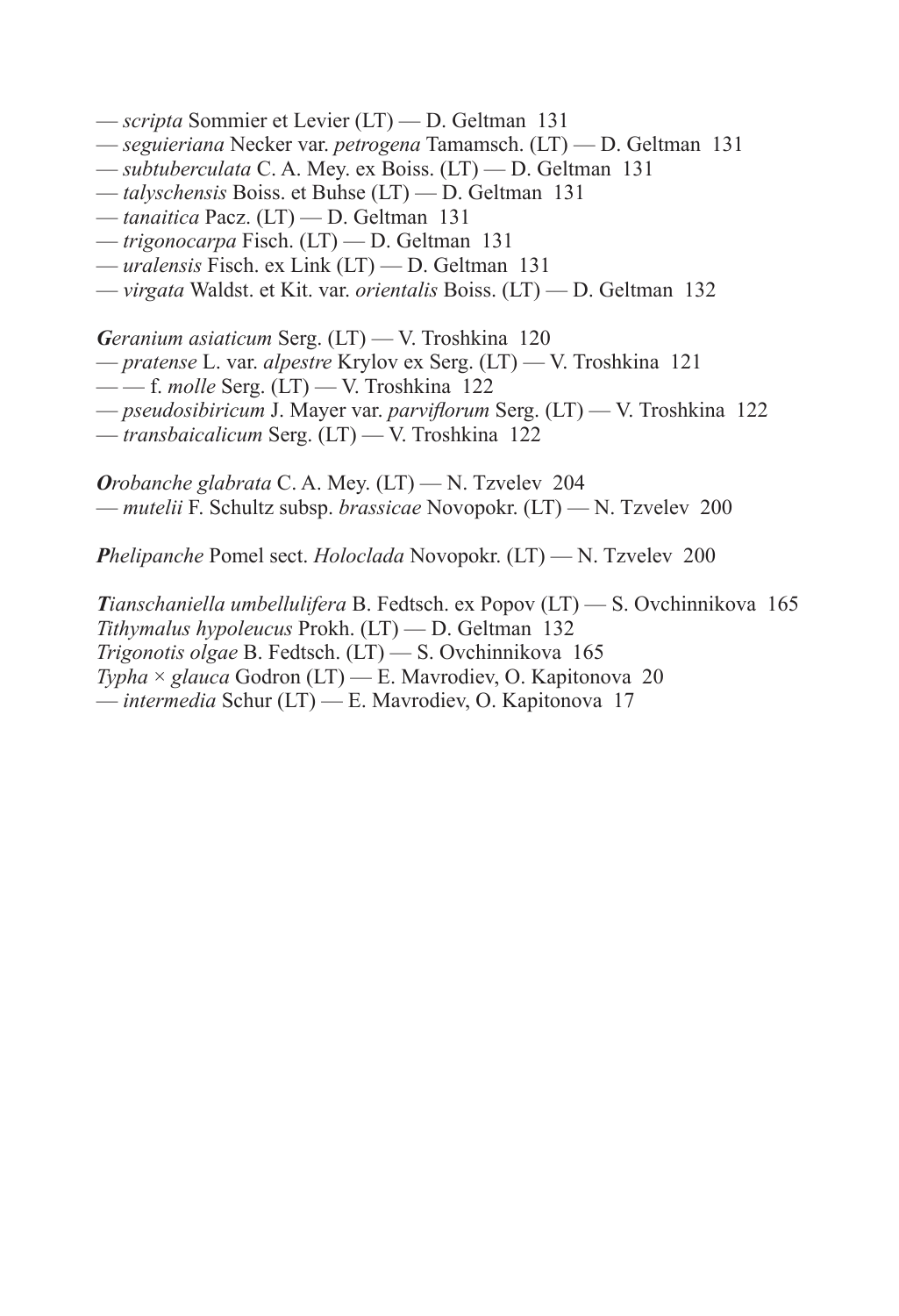— *scripta* Sommier et Levier (LT) — D. Geltman 131
— *seguieriana* Necker var. *petrogena* Tamamsch. (LT) — D. Geltman 131
— *subtuberculata* C. A. Mey. ex Boiss. (LT) — D. Geltman 131
— *talyschensis* Boiss. et Buhse (LT) — D. Geltman 131
— *tanaitica* Pacz. (LT) — D. Geltman 131
— *trigonocarpa* Fisch. (LT) — D. Geltman 131
— *uralensis* Fisch. ex Link (LT) — D. Geltman 131
— *virgata* Waldst. et Kit. var. *orientalis* Boiss. (LT) — D. Geltman 132

***G****eranium asiaticum* Serg. (LT) — V. Troshkina 120
— *pratense* L. var. *alpestre* Krylov ex Serg. (LT) — V. Troshkina 121
— — f. *molle* Serg. (LT) — V. Troshkina 122
— *pseudosibiricum* J. Mayer var. *parviflorum* Serg. (LT) — V. Troshkina 122
— *transbaicalicum* Serg. (LT) — V. Troshkina 122

***O****robanche glabrata* C. A. Mey. (LT) — N. Tzvelev 204
— *mutelii* F. Schultz subsp. *brassicae* Novopokr. (LT) — N. Tzvelev 200

***P****helipanche* Pomel sect. *Holoclada* Novopokr. (LT) — N. Tzvelev 200

***T****ianschaniella umbellulifera* B. Fedtsch. ex Popov (LT) — S. Ovchinnikova 165
*Tithymalus hypoleucus* Prokh. (LT) — D. Geltman 132
*Trigonotis olgae* B. Fedtsch. (LT) — S. Ovchinnikova 165
*Typha* × *glauca* Godron (LT) — E. Mavrodiev, O. Kapitonova 20
— *intermedia* Schur (LT) — E. Mavrodiev, O. Kapitonova 17